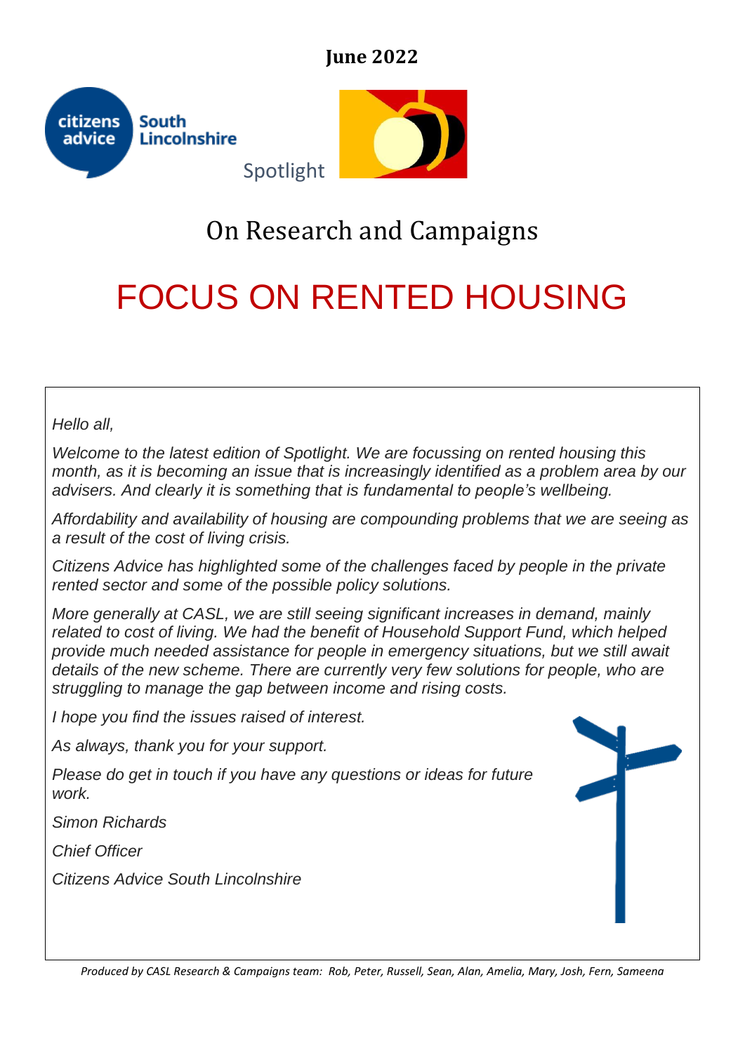**June 2022**

citizens advice South Lincolnshire

Spotlight

On Research and Campaigns

# FOCUS ON RENTED HOUSING

*Hello all,*

*Welcome to the latest edition of Spotlight. We are focussing on rented housing this month, as it is becoming an issue that is increasingly identified as a problem area by our advisers. And clearly it is something that is fundamental to people's wellbeing.*

*Affordability and availability of housing are compounding problems that we are seeing as a result of the cost of living crisis.*

*Citizens Advice has highlighted some of the challenges faced by people in the private rented sector and some of the possible policy solutions.*

*More generally at CASL, we are still seeing significant increases in demand, mainly related to cost of living. We had the benefit of Household Support Fund, which helped provide much needed assistance for people in emergency situations, but we still await details of the new scheme. There are currently very few solutions for people, who are struggling to manage the gap between income and rising costs.*

*I hope you find the issues raised of interest.*

*As always, thank you for your support.*

*Please do get in touch if you have any questions or ideas for future work.*

*Simon Richards*

*Chief Officer*

*Citizens Advice South Lincolnshire*

*Produced by CASL Research & Campaigns team: Rob, Peter, Russell, Sean, Alan, Amelia, Mary, Josh, Fern, Sameena*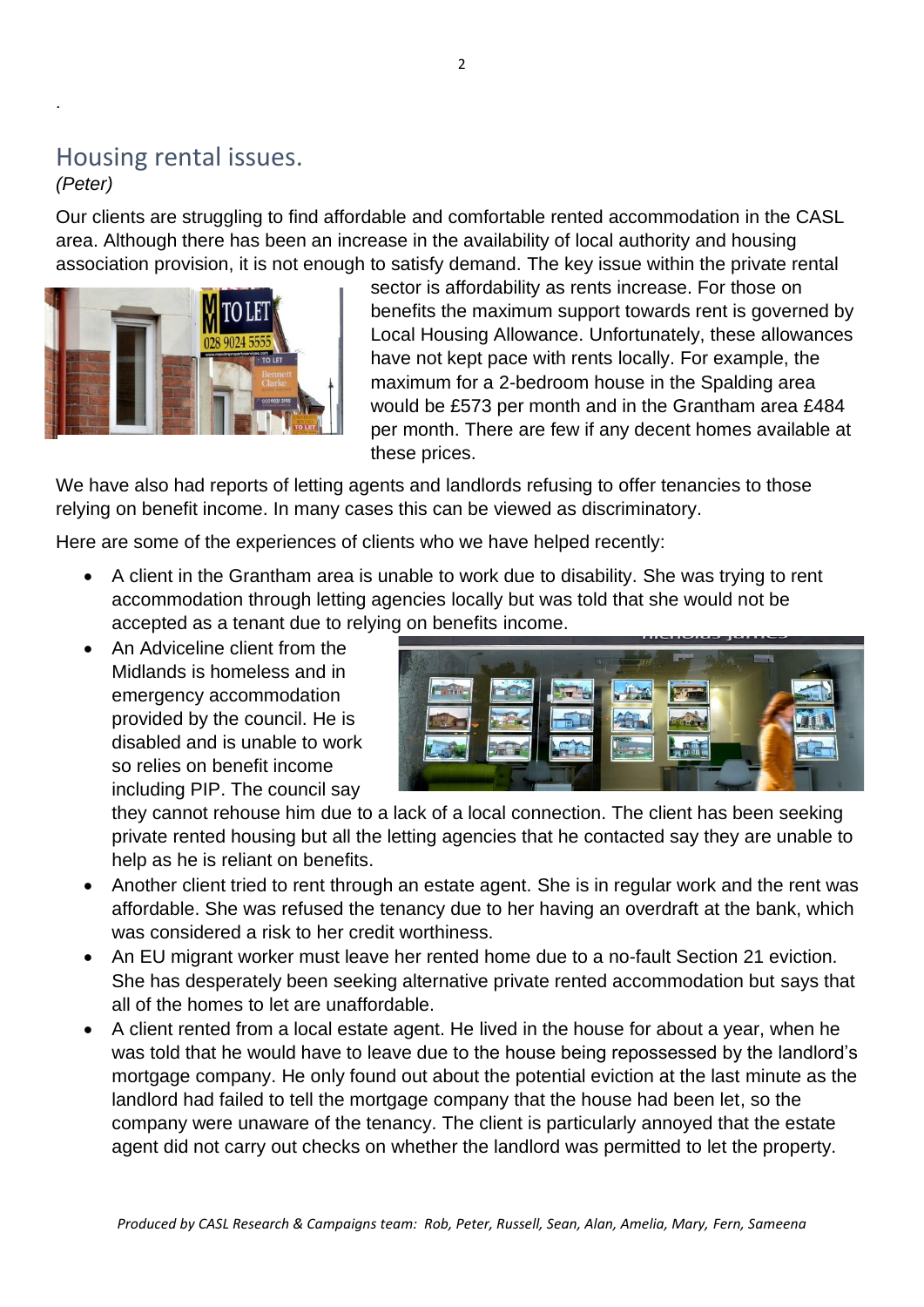## Housing rental issues.

*(Peter)*

Our clients are struggling to find affordable and comfortable rented accommodation in the CASL area. Although there has been an increase in the availability of local authority and housing association provision, it is not enough to satisfy demand. The key issue within the private rental sector is affordability as rents increase. For those on benefits the maximum support towards rent is governed by Local Housing Allowance. Unfortunately, these allowances have not kept pace with rents locally. For example, the maximum for a 2-bedroom house in the Spalding area would be £573 per month and in the Grantham area £484 per month. There are few if any decent homes available at these prices.

We have also had reports of letting agents and landlords refusing to offer tenancies to those relying on benefit income. In many cases this can be viewed as discriminatory.

Here are some of the experiences of clients who we have helped recently:

- A client in the Grantham area is unable to work due to disability. She was trying to rent accommodation through letting agencies locally but was told that she would not be accepted as a tenant due to relying on benefits income.
- An Adviceline client from the Midlands is homeless and in emergency accommodation provided by the council. He is disabled and is unable to work so relies on benefit income including PIP. The council say they cannot rehouse him due to a lack of a local connection. The client has been seeking private rented housing but all the letting agencies that he contacted say they are unable to help as he is reliant on benefits.
- Another client tried to rent through an estate agent. She is in regular work and the rent was affordable. She was refused the tenancy due to her having an overdraft at the bank, which was considered a risk to her credit worthiness.
- An EU migrant worker must leave her rented home due to a no-fault Section 21 eviction. She has desperately been seeking alternative private rented accommodation but says that all of the homes to let are unaffordable.
- A client rented from a local estate agent. He lived in the house for about a year, when he was told that he would have to leave due to the house being repossessed by the landlord's mortgage company. He only found out about the potential eviction at the last minute as the landlord had failed to tell the mortgage company that the house had been let, so the company were unaware of the tenancy. The client is particularly annoyed that the estate agent did not carry out checks on whether the landlord was permitted to let the property.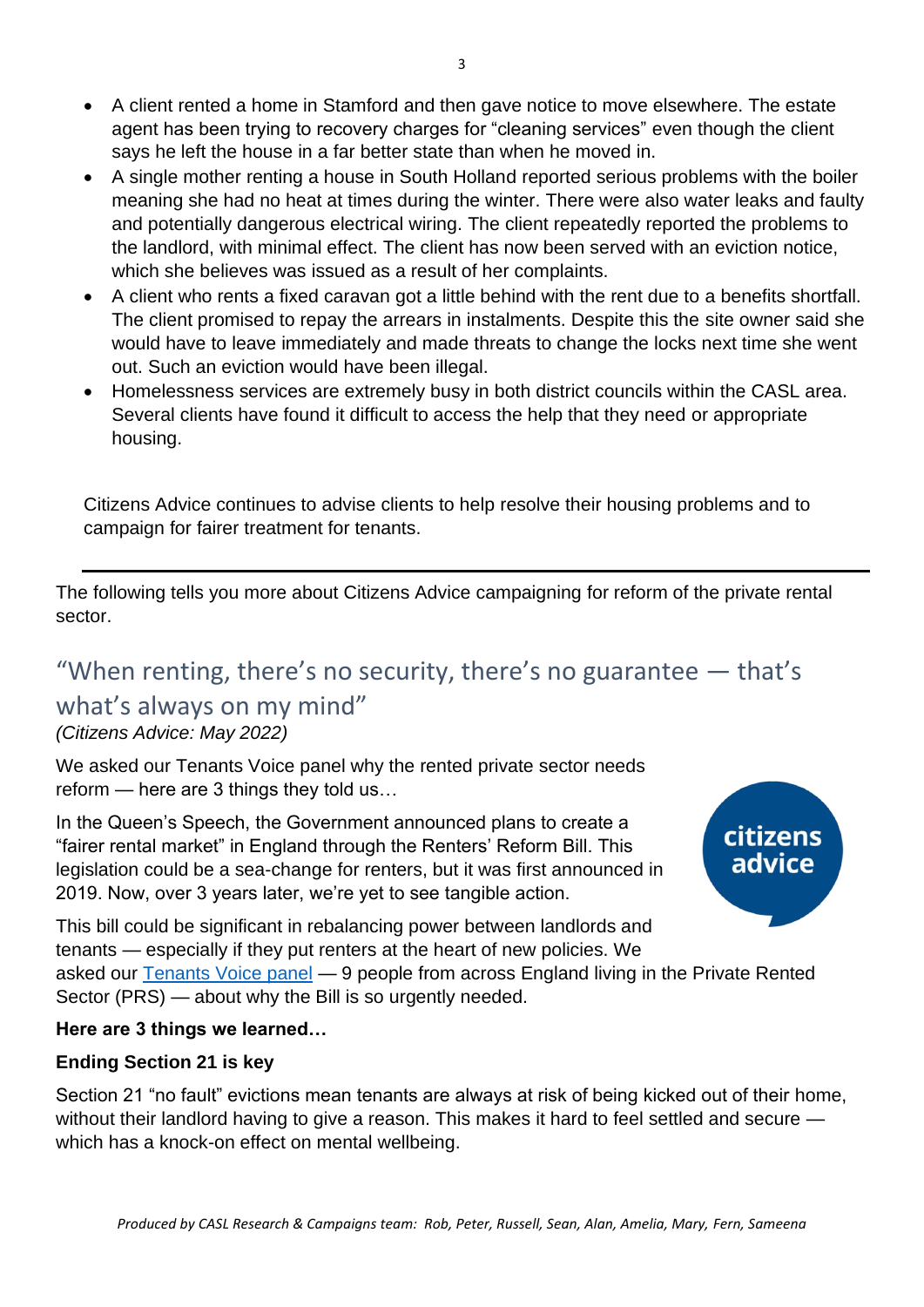- A client rented a home in Stamford and then gave notice to move elsewhere. The estate agent has been trying to recovery charges for "cleaning services" even though the client says he left the house in a far better state than when he moved in.
- A single mother renting a house in South Holland reported serious problems with the boiler meaning she had no heat at times during the winter. There were also water leaks and faulty and potentially dangerous electrical wiring. The client repeatedly reported the problems to the landlord, with minimal effect. The client has now been served with an eviction notice, which she believes was issued as a result of her complaints.
- A client who rents a fixed caravan got a little behind with the rent due to a benefits shortfall. The client promised to repay the arrears in instalments. Despite this the site owner said she would have to leave immediately and made threats to change the locks next time she went out. Such an eviction would have been illegal.
- Homelessness services are extremely busy in both district councils within the CASL area. Several clients have found it difficult to access the help that they need or appropriate housing.

Citizens Advice continues to advise clients to help resolve their housing problems and to campaign for fairer treatment for tenants.

---

The following tells you more about Citizens Advice campaigning for reform of the private rental sector.

## "When renting, there's no security, there's no guarantee — that's what's always on my mind"

*(Citizens Advice: May 2022)*

We asked our Tenants Voice panel why the rented private sector needs reform — here are 3 things they told us…

In the Queen's Speech, the Government announced plans to create a "fairer rental market" in England through the Renters' Reform Bill. This legislation could be a sea-change for renters, but it was first announced in 2019. Now, over 3 years later, we're yet to see tangible action.

This bill could be significant in rebalancing power between landlords and tenants — especially if they put renters at the heart of new policies. We asked our Tenants Voice panel — 9 people from across England living in the Private Rented Sector (PRS) — about why the Bill is so urgently needed.

**Here are 3 things we learned…**

**Ending Section 21 is key**

Section 21 "no fault" evictions mean tenants are always at risk of being kicked out of their home, without their landlord having to give a reason. This makes it hard to feel settled and secure — which has a knock-on effect on mental wellbeing.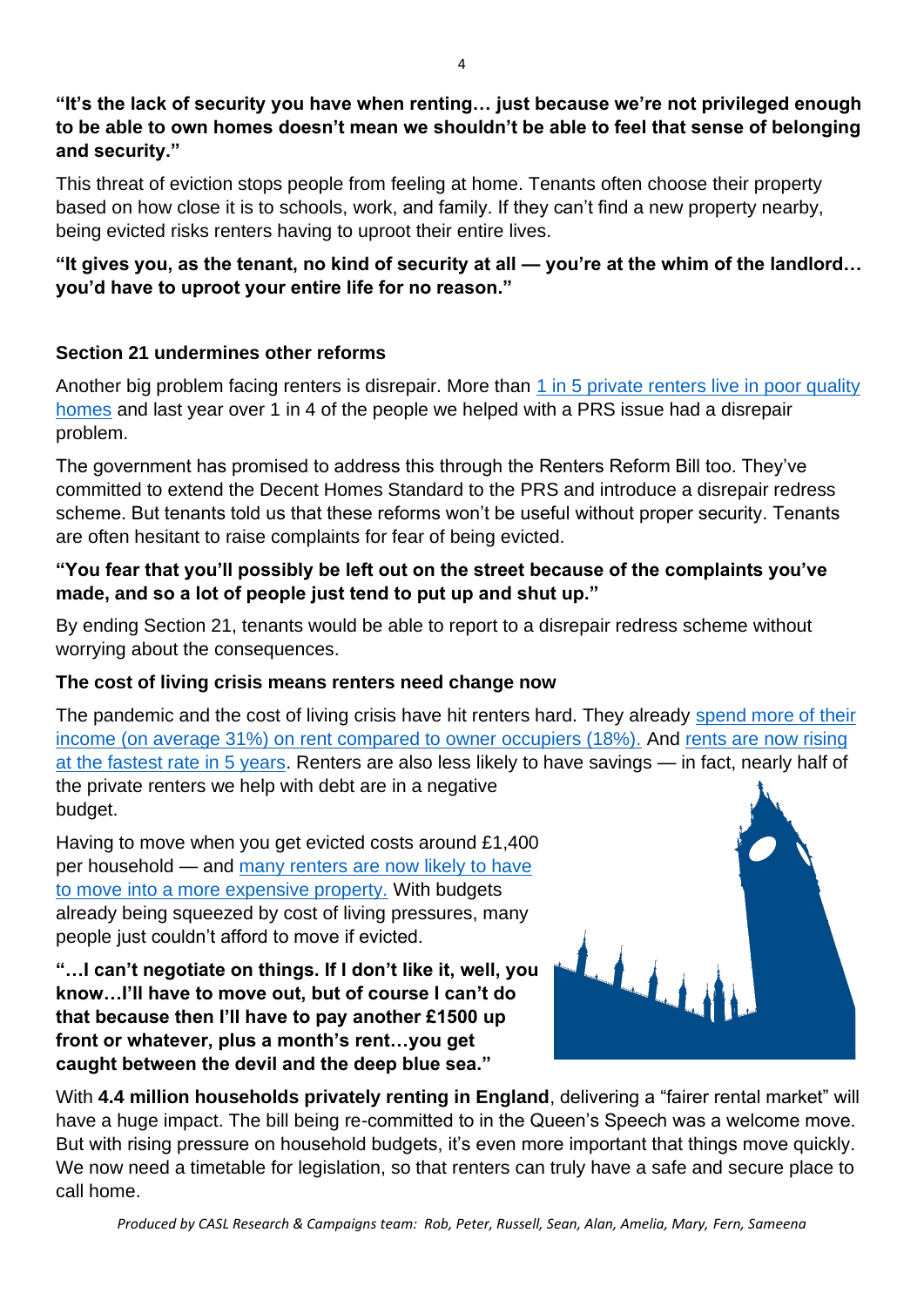**"It's the lack of security you have when renting… just because we're not privileged enough to be able to own homes doesn't mean we shouldn't be able to feel that sense of belonging and security."**

This threat of eviction stops people from feeling at home. Tenants often choose their property based on how close it is to schools, work, and family. If they can't find a new property nearby, being evicted risks renters having to uproot their entire lives.

**"It gives you, as the tenant, no kind of security at all — you're at the whim of the landlord… you'd have to uproot your entire life for no reason."**

### Section 21 undermines other reforms

Another big problem facing renters is disrepair. More than 1 in 5 private renters live in poor quality homes and last year over 1 in 4 of the people we helped with a PRS issue had a disrepair problem.

The government has promised to address this through the Renters Reform Bill too. They've committed to extend the Decent Homes Standard to the PRS and introduce a disrepair redress scheme. But tenants told us that these reforms won't be useful without proper security. Tenants are often hesitant to raise complaints for fear of being evicted.

**"You fear that you'll possibly be left out on the street because of the complaints you've made, and so a lot of people just tend to put up and shut up."**

By ending Section 21, tenants would be able to report to a disrepair redress scheme without worrying about the consequences.

### The cost of living crisis means renters need change now

The pandemic and the cost of living crisis have hit renters hard. They already spend more of their income (on average 31%) on rent compared to owner occupiers (18%). And rents are now rising at the fastest rate in 5 years. Renters are also less likely to have savings — in fact, nearly half of the private renters we help with debt are in a negative budget.

Having to move when you get evicted costs around £1,400 per household — and many renters are now likely to have to move into a more expensive property. With budgets already being squeezed by cost of living pressures, many people just couldn't afford to move if evicted.

**"…I can't negotiate on things. If I don't like it, well, you know…I'll have to move out, but of course I can't do that because then I'll have to pay another £1500 up front or whatever, plus a month's rent…you get caught between the devil and the deep blue sea."**

With **4.4 million households privately renting in England**, delivering a "fairer rental market" will have a huge impact. The bill being re-committed to in the Queen's Speech was a welcome move. But with rising pressure on household budgets, it's even more important that things move quickly. We now need a timetable for legislation, so that renters can truly have a safe and secure place to call home.

*Produced by CASL Research & Campaigns team: Rob, Peter, Russell, Sean, Alan, Amelia, Mary, Fern, Sameena*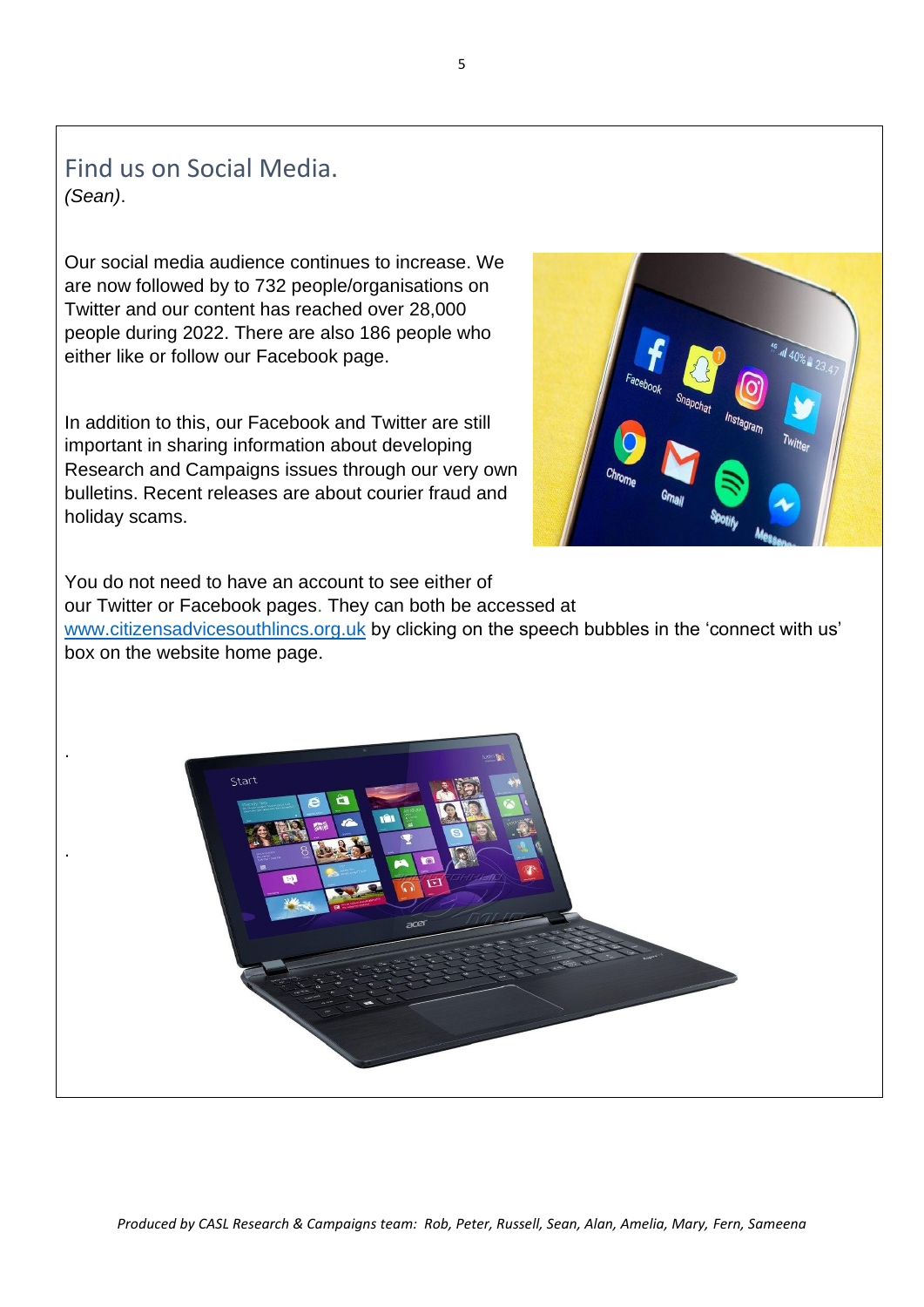## Find us on Social Media.

*(Sean)*.

Our social media audience continues to increase. We are now followed by to 732 people/organisations on Twitter and our content has reached over 28,000 people during 2022. There are also 186 people who either like or follow our Facebook page.

In addition to this, our Facebook and Twitter are still important in sharing information about developing Research and Campaigns issues through our very own bulletins. Recent releases are about courier fraud and holiday scams.

You do not need to have an account to see either of our Twitter or Facebook pages. They can both be accessed at [www.citizensadvicesouthlincs.org.uk](http://www.citizensadvicesouthlincs.org.uk) by clicking on the speech bubbles in the 'connect with us' box on the website home page.

*Produced by CASL Research & Campaigns team: Rob, Peter, Russell, Sean, Alan, Amelia, Mary, Fern, Sameena*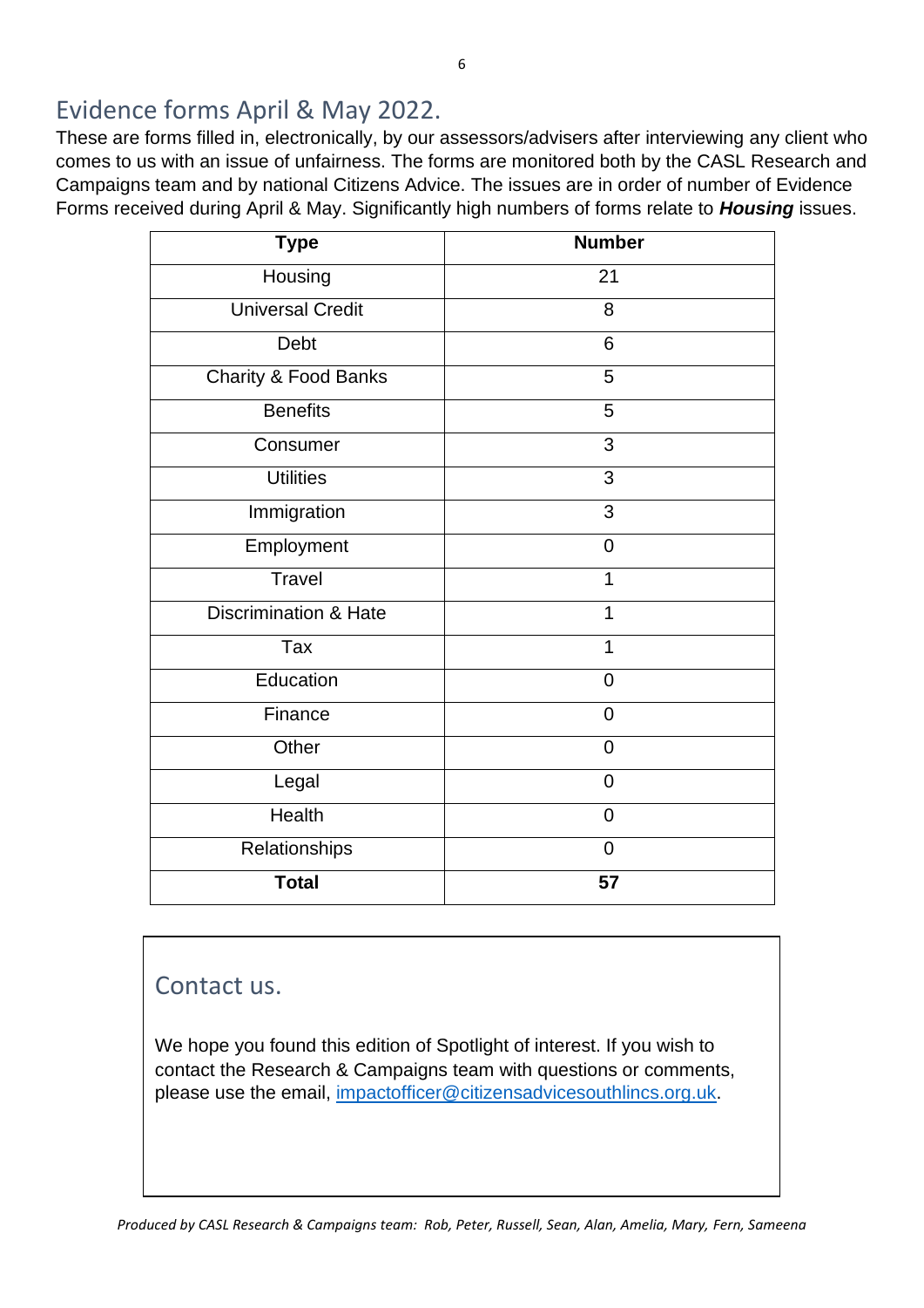## Evidence forms April & May 2022.

These are forms filled in, electronically, by our assessors/advisers after interviewing any client who comes to us with an issue of unfairness. The forms are monitored both by the CASL Research and Campaigns team and by national Citizens Advice. The issues are in order of number of Evidence Forms received during April & May. Significantly high numbers of forms relate to ***Housing*** issues.

| Type | Number |
|---|---|
| Housing | 21 |
| Universal Credit | 8 |
| Debt | 6 |
| Charity & Food Banks | 5 |
| Benefits | 5 |
| Consumer | 3 |
| Utilities | 3 |
| Immigration | 3 |
| Employment | 0 |
| Travel | 1 |
| Discrimination & Hate | 1 |
| Tax | 1 |
| Education | 0 |
| Finance | 0 |
| Other | 0 |
| Legal | 0 |
| Health | 0 |
| Relationships | 0 |
| **Total** | **57** |

## Contact us.

We hope you found this edition of Spotlight of interest. If you wish to contact the Research & Campaigns team with questions or comments, please use the email, impactofficer@citizensadvicesouthlincs.org.uk.

*Produced by CASL Research & Campaigns team: Rob, Peter, Russell, Sean, Alan, Amelia, Mary, Fern, Sameena*